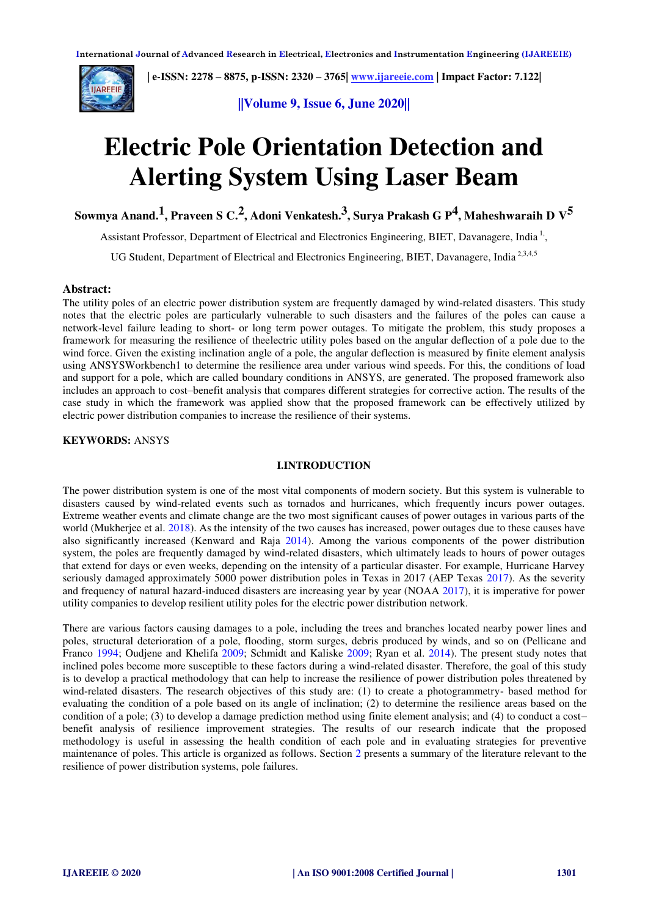# Electric Pole Orientation Detection and Alerting System Using Laser Beam

**Sowmya Anand.[1], Praveen S C.[2], Adoni Venkatesh.[3], Surya Prakash G P[4], Maheshwaraih D V[5]**

Assistant Professor, Department of Electrical and Electronics Engineering, BIET, Davanagere, India [1],

UG Student, Department of Electrical and Electronics Engineering, BIET, Davanagere, India [2,3,4,5]

**Abstract:**
The utility poles of an electric power distribution system are frequently damaged by wind-related disasters. This study notes that the electric poles are particularly vulnerable to such disasters and the failures of the poles can cause a network-level failure leading to short- or long term power outages. To mitigate the problem, this study proposes a framework for measuring the resilience of theelectric utility poles based on the angular deflection of a pole due to the wind force. Given the existing inclination angle of a pole, the angular deflection is measured by finite element analysis using ANSYSWorkbench1 to determine the resilience area under various wind speeds. For this, the conditions of load and support for a pole, which are called boundary conditions in ANSYS, are generated. The proposed framework also includes an approach to cost–benefit analysis that compares different strategies for corrective action. The results of the case study in which the framework was applied show that the proposed framework can be effectively utilized by electric power distribution companies to increase the resilience of their systems.

**KEYWORDS:** ANSYS

## I.INTRODUCTION

The power distribution system is one of the most vital components of modern society. But this system is vulnerable to disasters caused by wind-related events such as tornados and hurricanes, which frequently incurs power outages. Extreme weather events and climate change are the two most significant causes of power outages in various parts of the world (Mukherjee et al. 2018). As the intensity of the two causes has increased, power outages due to these causes have also significantly increased (Kenward and Raja 2014). Among the various components of the power distribution system, the poles are frequently damaged by wind-related disasters, which ultimately leads to hours of power outages that extend for days or even weeks, depending on the intensity of a particular disaster. For example, Hurricane Harvey seriously damaged approximately 5000 power distribution poles in Texas in 2017 (AEP Texas 2017). As the severity and frequency of natural hazard-induced disasters are increasing year by year (NOAA 2017), it is imperative for power utility companies to develop resilient utility poles for the electric power distribution network.

There are various factors causing damages to a pole, including the trees and branches located nearby power lines and poles, structural deterioration of a pole, flooding, storm surges, debris produced by winds, and so on (Pellicane and Franco 1994; Oudjene and Khelifa 2009; Schmidt and Kaliske 2009; Ryan et al. 2014). The present study notes that inclined poles become more susceptible to these factors during a wind-related disaster. Therefore, the goal of this study is to develop a practical methodology that can help to increase the resilience of power distribution poles threatened by wind-related disasters. The research objectives of this study are: (1) to create a photogrammetry- based method for evaluating the condition of a pole based on its angle of inclination; (2) to determine the resilience areas based on the condition of a pole; (3) to develop a damage prediction method using finite element analysis; and (4) to conduct a cost–benefit analysis of resilience improvement strategies. The results of our research indicate that the proposed methodology is useful in assessing the health condition of each pole and in evaluating strategies for preventive maintenance of poles. This article is organized as follows. Section 2 presents a summary of the literature relevant to the resilience of power distribution systems, pole failures.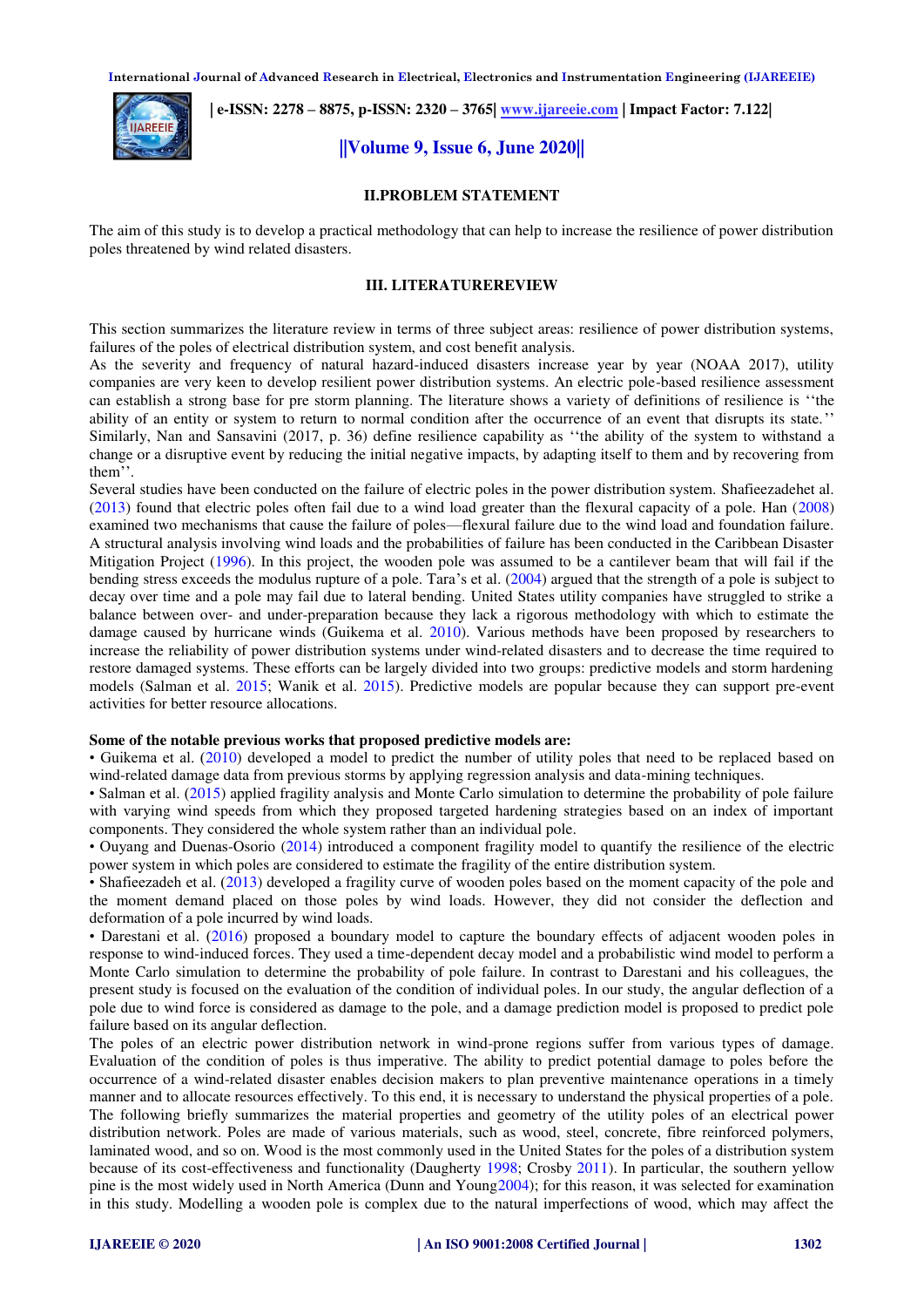## II.PROBLEM STATEMENT

The aim of this study is to develop a practical methodology that can help to increase the resilience of power distribution poles threatened by wind related disasters.

## III. LITERATUREREVIEW

This section summarizes the literature review in terms of three subject areas: resilience of power distribution systems, failures of the poles of electrical distribution system, and cost benefit analysis.
As the severity and frequency of natural hazard-induced disasters increase year by year (NOAA 2017), utility companies are very keen to develop resilient power distribution systems. An electric pole-based resilience assessment can establish a strong base for pre storm planning. The literature shows a variety of definitions of resilience is ‘‘the ability of an entity or system to return to normal condition after the occurrence of an event that disrupts its state.’’ Similarly, Nan and Sansavini (2017, p. 36) define resilience capability as ‘‘the ability of the system to withstand a change or a disruptive event by reducing the initial negative impacts, by adapting itself to them and by recovering from them’’.
Several studies have been conducted on the failure of electric poles in the power distribution system. Shafieezadehet al. (2013) found that electric poles often fail due to a wind load greater than the flexural capacity of a pole. Han (2008) examined two mechanisms that cause the failure of poles—flexural failure due to the wind load and foundation failure. A structural analysis involving wind loads and the probabilities of failure has been conducted in the Caribbean Disaster Mitigation Project (1996). In this project, the wooden pole was assumed to be a cantilever beam that will fail if the bending stress exceeds the modulus rupture of a pole. Tara’s et al. (2004) argued that the strength of a pole is subject to decay over time and a pole may fail due to lateral bending. United States utility companies have struggled to strike a balance between over- and under-preparation because they lack a rigorous methodology with which to estimate the damage caused by hurricane winds (Guikema et al. 2010). Various methods have been proposed by researchers to increase the reliability of power distribution systems under wind-related disasters and to decrease the time required to restore damaged systems. These efforts can be largely divided into two groups: predictive models and storm hardening models (Salman et al. 2015; Wanik et al. 2015). Predictive models are popular because they can support pre-event activities for better resource allocations.

**Some of the notable previous works that proposed predictive models are:**

- Guikema et al. (2010) developed a model to predict the number of utility poles that need to be replaced based on wind-related damage data from previous storms by applying regression analysis and data-mining techniques.
- Salman et al. (2015) applied fragility analysis and Monte Carlo simulation to determine the probability of pole failure with varying wind speeds from which they proposed targeted hardening strategies based on an index of important components. They considered the whole system rather than an individual pole.
- Ouyang and Duenas-Osorio (2014) introduced a component fragility model to quantify the resilience of the electric power system in which poles are considered to estimate the fragility of the entire distribution system.
- Shafieezadeh et al. (2013) developed a fragility curve of wooden poles based on the moment capacity of the pole and the moment demand placed on those poles by wind loads. However, they did not consider the deflection and deformation of a pole incurred by wind loads.
- Darestani et al. (2016) proposed a boundary model to capture the boundary effects of adjacent wooden poles in response to wind-induced forces. They used a time-dependent decay model and a probabilistic wind model to perform a Monte Carlo simulation to determine the probability of pole failure. In contrast to Darestani and his colleagues, the present study is focused on the evaluation of the condition of individual poles. In our study, the angular deflection of a pole due to wind force is considered as damage to the pole, and a damage prediction model is proposed to predict pole failure based on its angular deflection.

The poles of an electric power distribution network in wind-prone regions suffer from various types of damage. Evaluation of the condition of poles is thus imperative. The ability to predict potential damage to poles before the occurrence of a wind-related disaster enables decision makers to plan preventive maintenance operations in a timely manner and to allocate resources effectively. To this end, it is necessary to understand the physical properties of a pole. The following briefly summarizes the material properties and geometry of the utility poles of an electrical power distribution network. Poles are made of various materials, such as wood, steel, concrete, fibre reinforced polymers, laminated wood, and so on. Wood is the most commonly used in the United States for the poles of a distribution system because of its cost-effectiveness and functionality (Daugherty 1998; Crosby 2011). In particular, the southern yellow pine is the most widely used in North America (Dunn and Young2004); for this reason, it was selected for examination in this study. Modelling a wooden pole is complex due to the natural imperfections of wood, which may affect the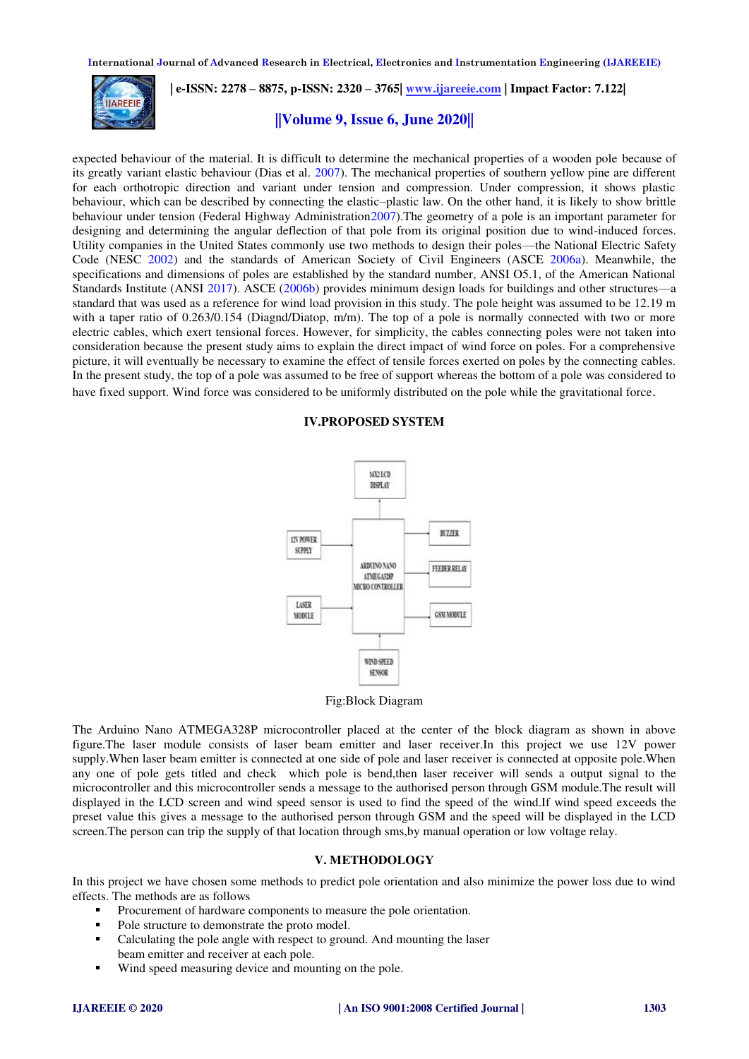expected behaviour of the material. It is difficult to determine the mechanical properties of a wooden pole because of its greatly variant elastic behaviour (Dias et al. 2007). The mechanical properties of southern yellow pine are different for each orthotropic direction and variant under tension and compression. Under compression, it shows plastic behaviour, which can be described by connecting the elastic–plastic law. On the other hand, it is likely to show brittle behaviour under tension (Federal Highway Administration2007).The geometry of a pole is an important parameter for designing and determining the angular deflection of that pole from its original position due to wind-induced forces. Utility companies in the United States commonly use two methods to design their poles—the National Electric Safety Code (NESC 2002) and the standards of American Society of Civil Engineers (ASCE 2006a). Meanwhile, the specifications and dimensions of poles are established by the standard number, ANSI O5.1, of the American National Standards Institute (ANSI 2017). ASCE (2006b) provides minimum design loads for buildings and other structures—a standard that was used as a reference for wind load provision in this study. The pole height was assumed to be 12.19 m with a taper ratio of 0.263/0.154 (Diagnd/Diatop, m/m). The top of a pole is normally connected with two or more electric cables, which exert tensional forces. However, for simplicity, the cables connecting poles were not taken into consideration because the present study aims to explain the direct impact of wind force on poles. For a comprehensive picture, it will eventually be necessary to examine the effect of tensile forces exerted on poles by the connecting cables. In the present study, the top of a pole was assumed to be free of support whereas the bottom of a pole was considered to have fixed support. Wind force was considered to be uniformly distributed on the pole while the gravitational force.

## IV.PROPOSED SYSTEM

16X2 LCD DISPLAY

12V POWER SUPPLY

LASER MODULE

ARDUINO NANO ATMEGA328P MICRO CONTROLLER

BUZZER

FEEDER RELAY

GSM MODULE

WIND SPEED SENSOR

Fig:Block Diagram

The Arduino Nano ATMEGA328P microcontroller placed at the center of the block diagram as shown in above figure.The laser module consists of laser beam emitter and laser receiver.In this project we use 12V power supply.When laser beam emitter is connected at one side of pole and laser receiver is connected at opposite pole.When any one of pole gets titled and check which pole is bend,then laser receiver will sends a output signal to the microcontroller and this microcontroller sends a message to the authorised person through GSM module.The result will displayed in the LCD screen and wind speed sensor is used to find the speed of the wind.If wind speed exceeds the preset value this gives a message to the authorised person through GSM and the speed will be displayed in the LCD screen.The person can trip the supply of that location through sms,by manual operation or low voltage relay.

## V. METHODOLOGY

In this project we have chosen some methods to predict pole orientation and also minimize the power loss due to wind effects. The methods are as follows

- Procurement of hardware components to measure the pole orientation.
- Pole structure to demonstrate the proto model.
- Calculating the pole angle with respect to ground. And mounting the laser beam emitter and receiver at each pole.
- Wind speed measuring device and mounting on the pole.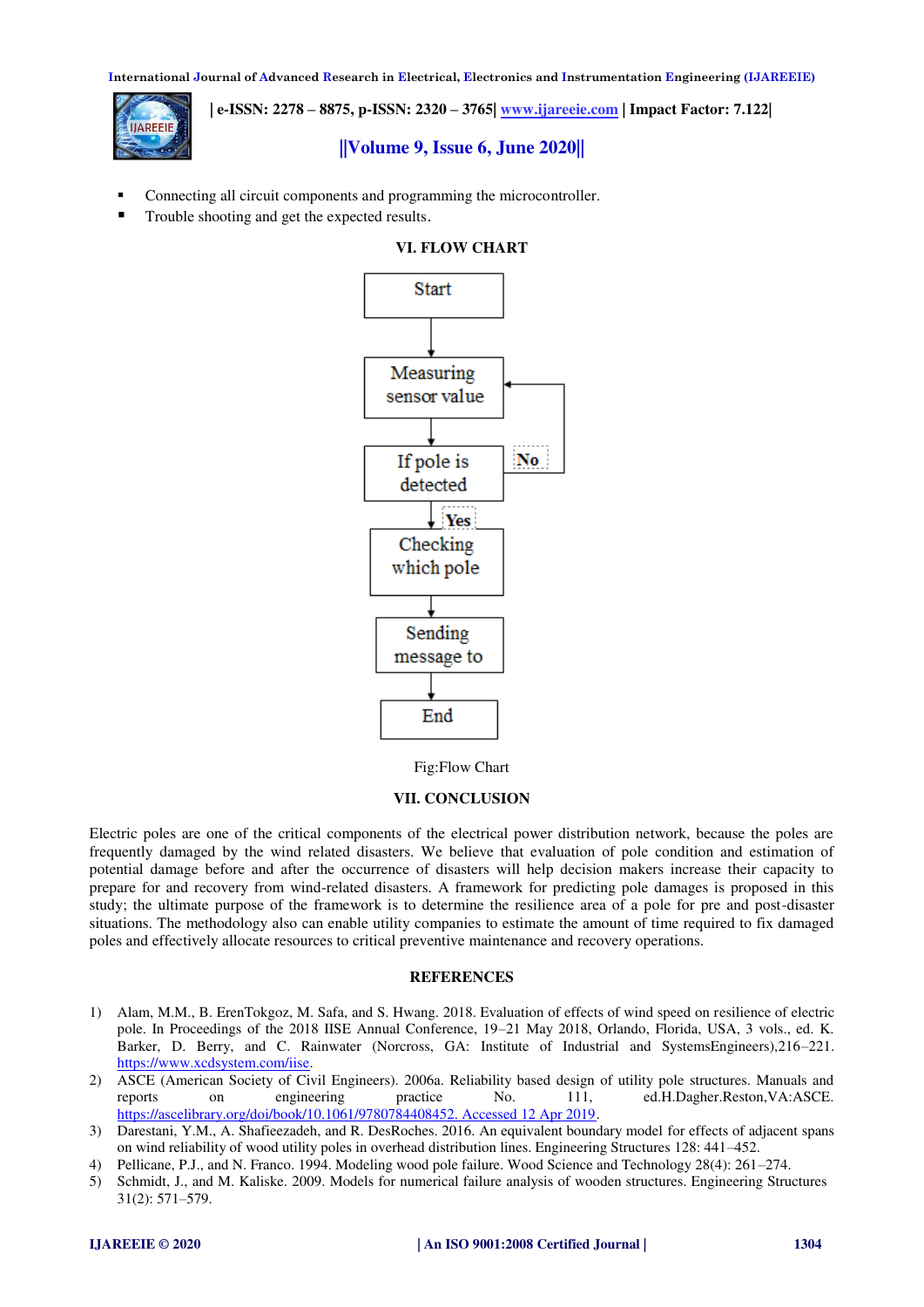- Connecting all circuit components and programming the microcontroller.
- Trouble shooting and get the expected results.

## VI. FLOW CHART

Start

Measuring sensor value

If pole is detected

No

Yes

Checking which pole

Sending message to

End

Fig:Flow Chart

## VII. CONCLUSION

Electric poles are one of the critical components of the electrical power distribution network, because the poles are frequently damaged by the wind related disasters. We believe that evaluation of pole condition and estimation of potential damage before and after the occurrence of disasters will help decision makers increase their capacity to prepare for and recovery from wind-related disasters. A framework for predicting pole damages is proposed in this study; the ultimate purpose of the framework is to determine the resilience area of a pole for pre and post-disaster situations. The methodology also can enable utility companies to estimate the amount of time required to fix damaged poles and effectively allocate resources to critical preventive maintenance and recovery operations.

## REFERENCES

1) Alam, M.M., B. ErenTokgoz, M. Safa, and S. Hwang. 2018. Evaluation of effects of wind speed on resilience of electric pole. In Proceedings of the 2018 IISE Annual Conference, 19–21 May 2018, Orlando, Florida, USA, 3 vols., ed. K. Barker, D. Berry, and C. Rainwater (Norcross, GA: Institute of Industrial and SystemsEngineers),216–221. https://www.xcdsystem.com/iise.
2) ASCE (American Society of Civil Engineers). 2006a. Reliability based design of utility pole structures. Manuals and reports on engineering practice No. 111, ed.H.Dagher.Reston,VA:ASCE. https://ascelibrary.org/doi/book/10.1061/9780784408452. Accessed 12 Apr 2019.
3) Darestani, Y.M., A. Shafieezadeh, and R. DesRoches. 2016. An equivalent boundary model for effects of adjacent spans on wind reliability of wood utility poles in overhead distribution lines. Engineering Structures 128: 441–452.
4) Pellicane, P.J., and N. Franco. 1994. Modeling wood pole failure. Wood Science and Technology 28(4): 261–274.
5) Schmidt, J., and M. Kaliske. 2009. Models for numerical failure analysis of wooden structures. Engineering Structures 31(2): 571–579.